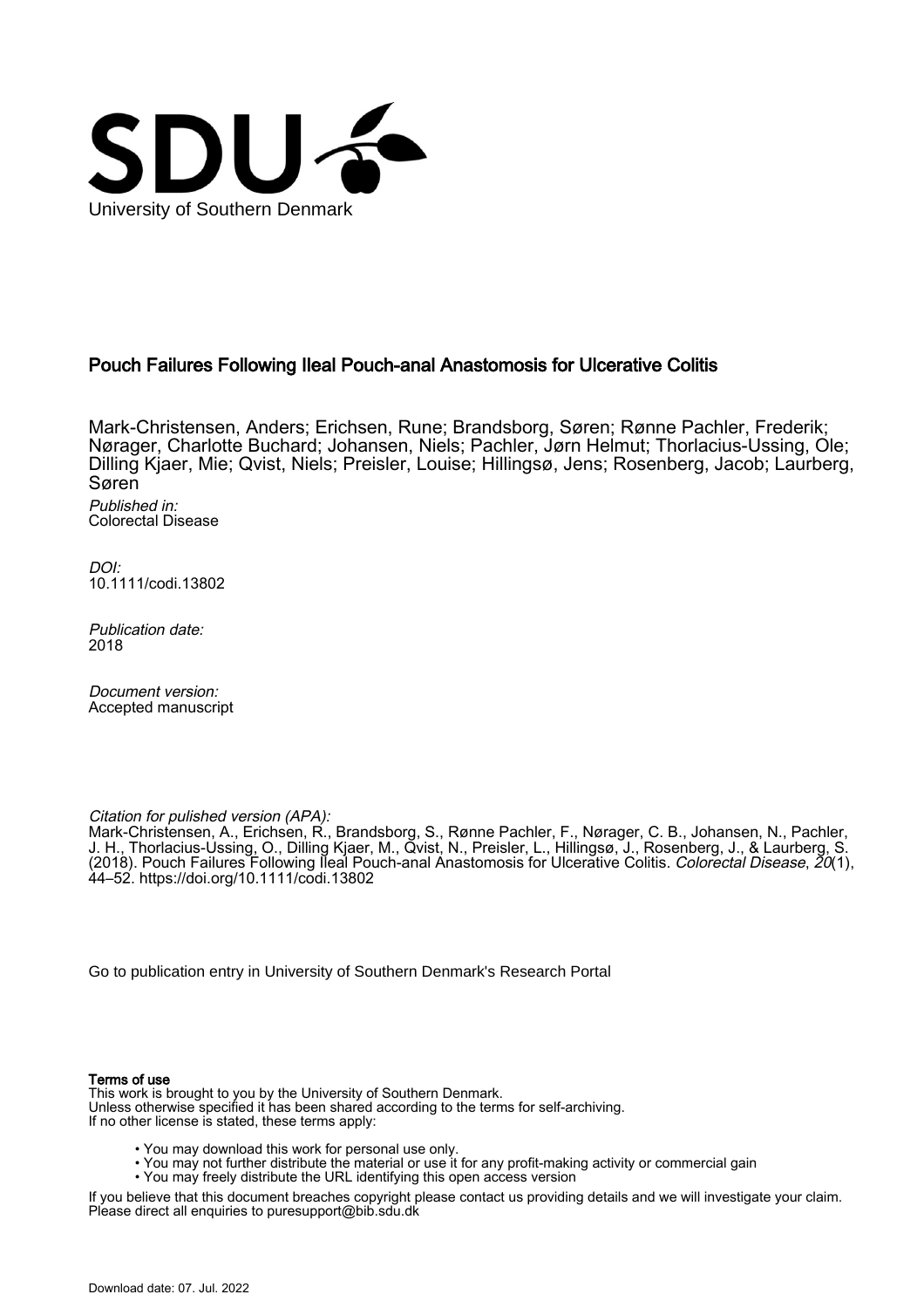University of Southern Denmark

# Pouch Failures Following Ileal Pouch-anal Anastomosis for Ulcerative Colitis

Mark-Christensen, Anders; Erichsen, Rune; Brandsborg, Søren; Rønne Pachler, Frederik; Nørager, Charlotte Buchard; Johansen, Niels; Pachler, Jørn Helmut; Thorlacius-Ussing, Ole; Dilling Kjaer, Mie; Qvist, Niels; Preisler, Louise; Hillingsø, Jens; Rosenberg, Jacob; Laurberg, Søren

*Published in:*
Colorectal Disease

*DOI:*
10.1111/codi.13802

*Publication date:*
2018

*Document version:*
Accepted manuscript

*Citation for pulished version (APA):*
Mark-Christensen, A., Erichsen, R., Brandsborg, S., Rønne Pachler, F., Nørager, C. B., Johansen, N., Pachler, J. H., Thorlacius-Ussing, O., Dilling Kjaer, M., Qvist, N., Preisler, L., Hillingsø, J., Rosenberg, J., & Laurberg, S. (2018). Pouch Failures Following Ileal Pouch-anal Anastomosis for Ulcerative Colitis. *Colorectal Disease*, *20*(1), 44–52. https://doi.org/10.1111/codi.13802

Go to publication entry in University of Southern Denmark's Research Portal

**Terms of use**
This work is brought to you by the University of Southern Denmark.
Unless otherwise specified it has been shared according to the terms for self-archiving.
If no other license is stated, these terms apply:

- You may download this work for personal use only.
- You may not further distribute the material or use it for any profit-making activity or commercial gain
- You may freely distribute the URL identifying this open access version

If you believe that this document breaches copyright please contact us providing details and we will investigate your claim.
Please direct all enquiries to puresupport@bib.sdu.dk

Download date: 07. Jul. 2022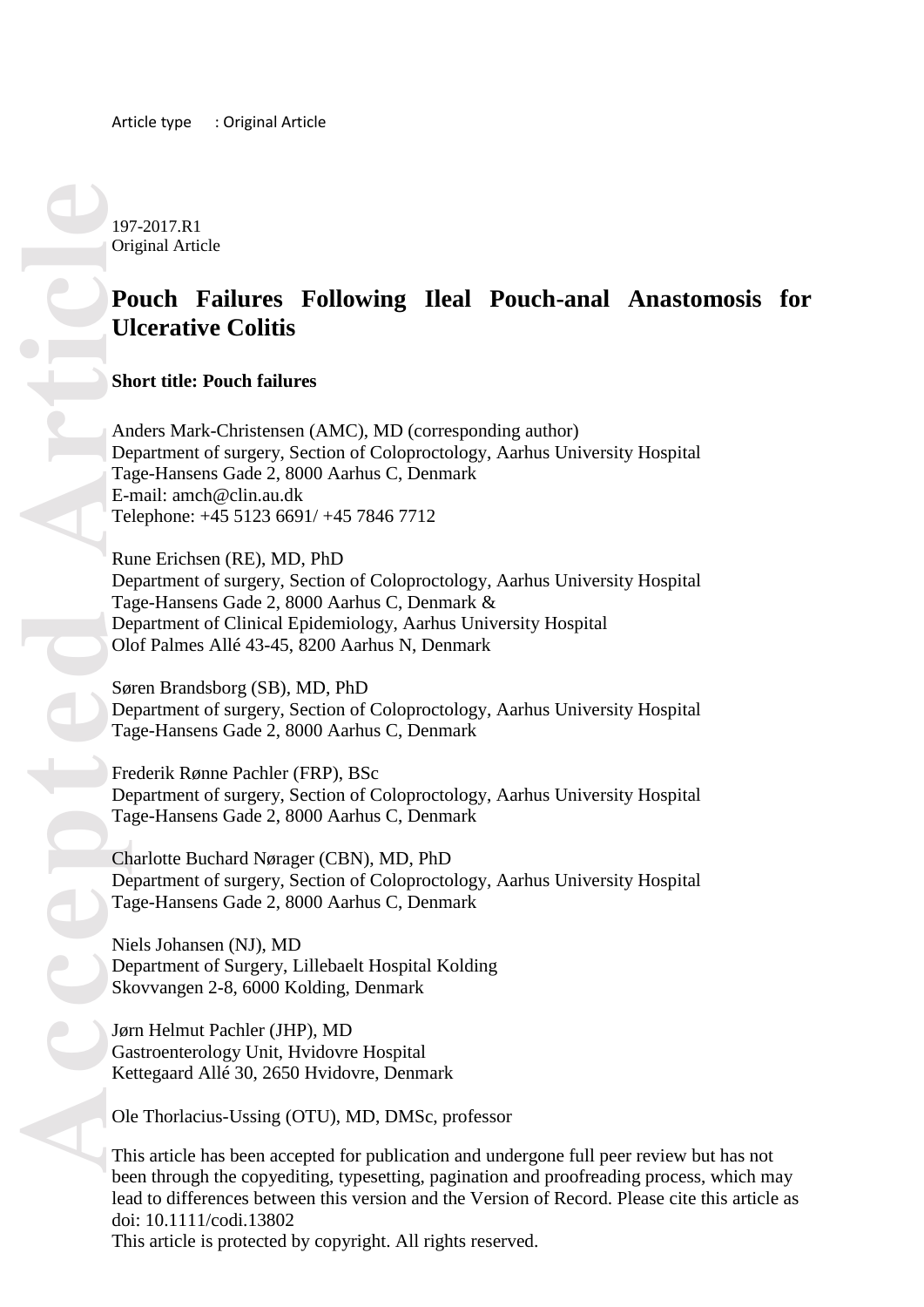Article type : Original Article

197-2017.R1
Original Article

# Pouch Failures Following Ileal Pouch-anal Anastomosis for Ulcerative Colitis

**Short title: Pouch failures**

Anders Mark-Christensen (AMC), MD (corresponding author)
Department of surgery, Section of Coloproctology, Aarhus University Hospital
Tage-Hansens Gade 2, 8000 Aarhus C, Denmark
E-mail: amch@clin.au.dk
Telephone: +45 5123 6691/ +45 7846 7712

Rune Erichsen (RE), MD, PhD
Department of surgery, Section of Coloproctology, Aarhus University Hospital
Tage-Hansens Gade 2, 8000 Aarhus C, Denmark &
Department of Clinical Epidemiology, Aarhus University Hospital
Olof Palmes Allé 43-45, 8200 Aarhus N, Denmark

Søren Brandsborg (SB), MD, PhD
Department of surgery, Section of Coloproctology, Aarhus University Hospital
Tage-Hansens Gade 2, 8000 Aarhus C, Denmark

Frederik Rønne Pachler (FRP), BSc
Department of surgery, Section of Coloproctology, Aarhus University Hospital
Tage-Hansens Gade 2, 8000 Aarhus C, Denmark

Charlotte Buchard Nørager (CBN), MD, PhD
Department of surgery, Section of Coloproctology, Aarhus University Hospital
Tage-Hansens Gade 2, 8000 Aarhus C, Denmark

Niels Johansen (NJ), MD
Department of Surgery, Lillebaelt Hospital Kolding
Skovvangen 2-8, 6000 Kolding, Denmark

Jørn Helmut Pachler (JHP), MD
Gastroenterology Unit, Hvidovre Hospital
Kettegaard Allé 30, 2650 Hvidovre, Denmark

Ole Thorlacius-Ussing (OTU), MD, DMSc, professor

This article has been accepted for publication and undergone full peer review but has not been through the copyediting, typesetting, pagination and proofreading process, which may lead to differences between this version and the Version of Record. Please cite this article as doi: 10.1111/codi.13802
This article is protected by copyright. All rights reserved.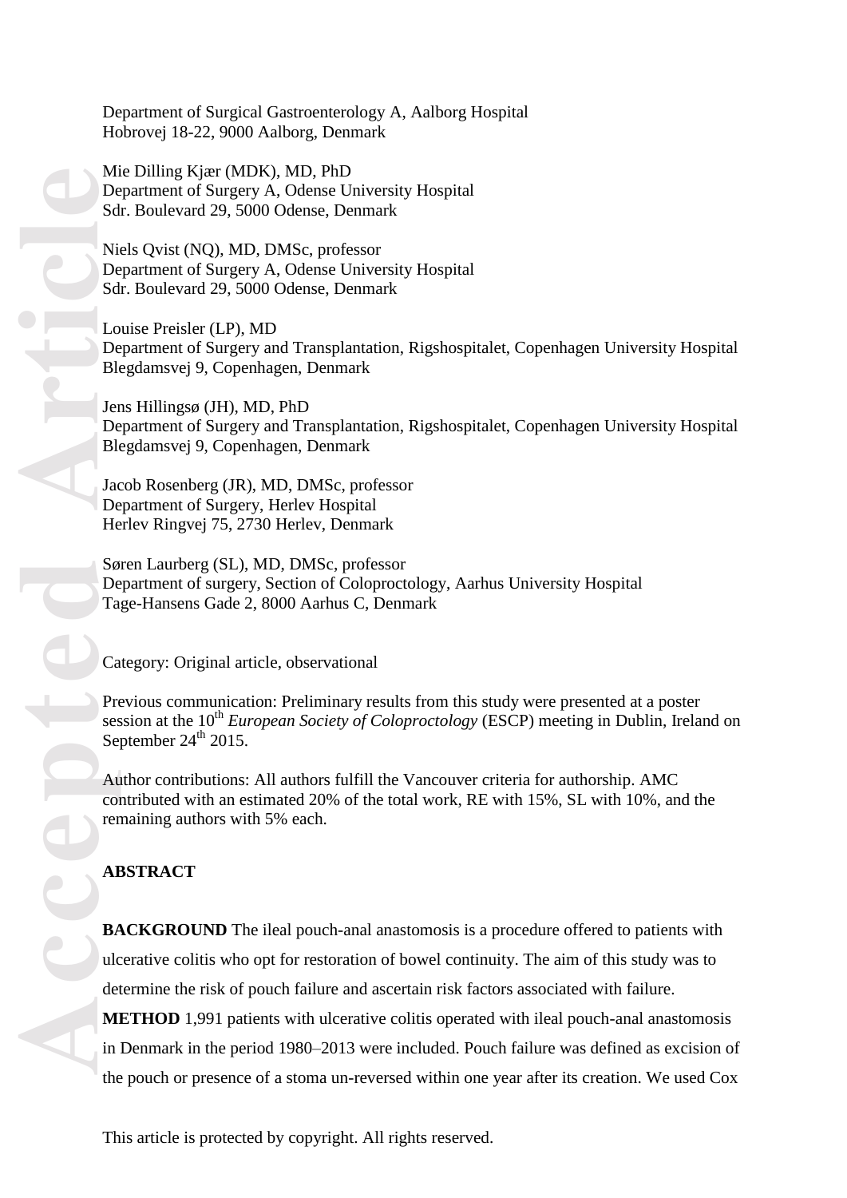Department of Surgical Gastroenterology A, Aalborg Hospital
Hobrovej 18-22, 9000 Aalborg, Denmark

Mie Dilling Kjær (MDK), MD, PhD
Department of Surgery A, Odense University Hospital
Sdr. Boulevard 29, 5000 Odense, Denmark

Niels Qvist (NQ), MD, DMSc, professor
Department of Surgery A, Odense University Hospital
Sdr. Boulevard 29, 5000 Odense, Denmark

Louise Preisler (LP), MD
Department of Surgery and Transplantation, Rigshospitalet, Copenhagen University Hospital
Blegdamsvej 9, Copenhagen, Denmark

Jens Hillingsø (JH), MD, PhD
Department of Surgery and Transplantation, Rigshospitalet, Copenhagen University Hospital
Blegdamsvej 9, Copenhagen, Denmark

Jacob Rosenberg (JR), MD, DMSc, professor
Department of Surgery, Herlev Hospital
Herlev Ringvej 75, 2730 Herlev, Denmark

Søren Laurberg (SL), MD, DMSc, professor
Department of surgery, Section of Coloproctology, Aarhus University Hospital
Tage-Hansens Gade 2, 8000 Aarhus C, Denmark

Category: Original article, observational

Previous communication: Preliminary results from this study were presented at a poster session at the 10th *European Society of Coloproctology* (ESCP) meeting in Dublin, Ireland on September 24th 2015.

Author contributions: All authors fulfill the Vancouver criteria for authorship. AMC contributed with an estimated 20% of the total work, RE with 15%, SL with 10%, and the remaining authors with 5% each.

## ABSTRACT

**BACKGROUND** The ileal pouch-anal anastomosis is a procedure offered to patients with ulcerative colitis who opt for restoration of bowel continuity. The aim of this study was to determine the risk of pouch failure and ascertain risk factors associated with failure.
**METHOD** 1,991 patients with ulcerative colitis operated with ileal pouch-anal anastomosis in Denmark in the period 1980–2013 were included. Pouch failure was defined as excision of the pouch or presence of a stoma un-reversed within one year after its creation. We used Cox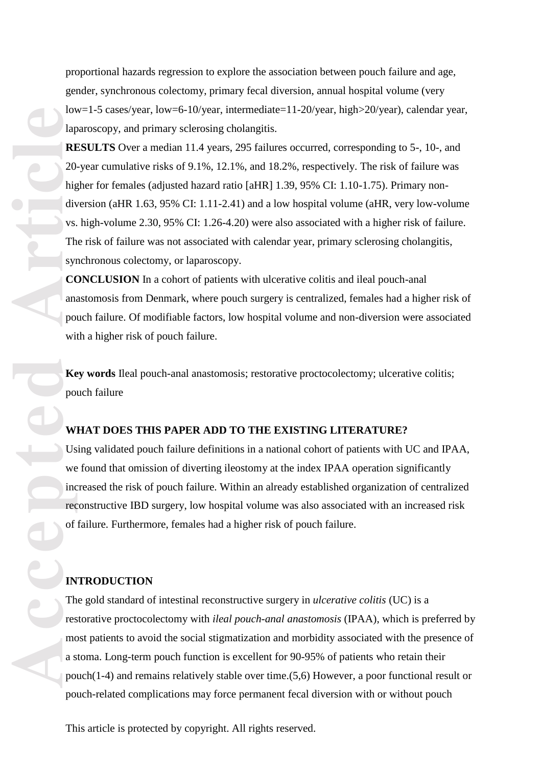proportional hazards regression to explore the association between pouch failure and age, gender, synchronous colectomy, primary fecal diversion, annual hospital volume (very low=1-5 cases/year, low=6-10/year, intermediate=11-20/year, high>20/year), calendar year, laparoscopy, and primary sclerosing cholangitis.

**RESULTS** Over a median 11.4 years, 295 failures occurred, corresponding to 5-, 10-, and 20-year cumulative risks of 9.1%, 12.1%, and 18.2%, respectively. The risk of failure was higher for females (adjusted hazard ratio [aHR] 1.39, 95% CI: 1.10-1.75). Primary non-diversion (aHR 1.63, 95% CI: 1.11-2.41) and a low hospital volume (aHR, very low-volume vs. high-volume 2.30, 95% CI: 1.26-4.20) were also associated with a higher risk of failure. The risk of failure was not associated with calendar year, primary sclerosing cholangitis, synchronous colectomy, or laparoscopy.

**CONCLUSION** In a cohort of patients with ulcerative colitis and ileal pouch-anal anastomosis from Denmark, where pouch surgery is centralized, females had a higher risk of pouch failure. Of modifiable factors, low hospital volume and non-diversion were associated with a higher risk of pouch failure.

**Key words** Ileal pouch-anal anastomosis; restorative proctocolectomy; ulcerative colitis; pouch failure

## WHAT DOES THIS PAPER ADD TO THE EXISTING LITERATURE?

Using validated pouch failure definitions in a national cohort of patients with UC and IPAA, we found that omission of diverting ileostomy at the index IPAA operation significantly increased the risk of pouch failure. Within an already established organization of centralized reconstructive IBD surgery, low hospital volume was also associated with an increased risk of failure. Furthermore, females had a higher risk of pouch failure.

## INTRODUCTION

The gold standard of intestinal reconstructive surgery in *ulcerative colitis* (UC) is a restorative proctocolectomy with *ileal pouch-anal anastomosis* (IPAA), which is preferred by most patients to avoid the social stigmatization and morbidity associated with the presence of a stoma. Long-term pouch function is excellent for 90-95% of patients who retain their pouch(1-4) and remains relatively stable over time.(5,6) However, a poor functional result or pouch-related complications may force permanent fecal diversion with or without pouch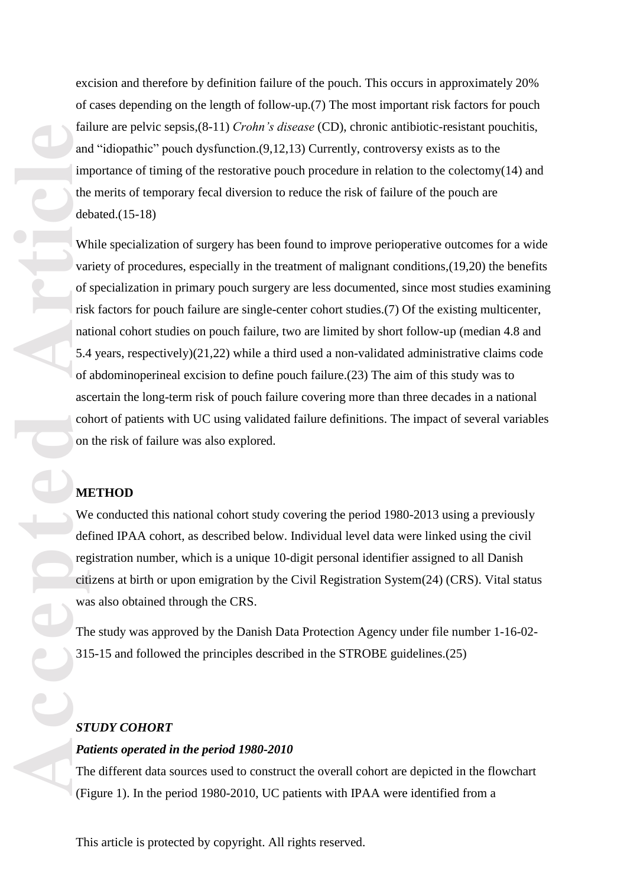excision and therefore by definition failure of the pouch. This occurs in approximately 20% of cases depending on the length of follow-up.(7) The most important risk factors for pouch failure are pelvic sepsis,(8-11) *Crohn's disease* (CD), chronic antibiotic-resistant pouchitis, and "idiopathic" pouch dysfunction.(9,12,13) Currently, controversy exists as to the importance of timing of the restorative pouch procedure in relation to the colectomy(14) and the merits of temporary fecal diversion to reduce the risk of failure of the pouch are debated.(15-18)

While specialization of surgery has been found to improve perioperative outcomes for a wide variety of procedures, especially in the treatment of malignant conditions,(19,20) the benefits of specialization in primary pouch surgery are less documented, since most studies examining risk factors for pouch failure are single-center cohort studies.(7) Of the existing multicenter, national cohort studies on pouch failure, two are limited by short follow-up (median 4.8 and 5.4 years, respectively)(21,22) while a third used a non-validated administrative claims code of abdominoperineal excision to define pouch failure.(23) The aim of this study was to ascertain the long-term risk of pouch failure covering more than three decades in a national cohort of patients with UC using validated failure definitions. The impact of several variables on the risk of failure was also explored.

## METHOD

We conducted this national cohort study covering the period 1980-2013 using a previously defined IPAA cohort, as described below. Individual level data were linked using the civil registration number, which is a unique 10-digit personal identifier assigned to all Danish citizens at birth or upon emigration by the Civil Registration System(24) (CRS). Vital status was also obtained through the CRS.

The study was approved by the Danish Data Protection Agency under file number 1-16-02-315-15 and followed the principles described in the STROBE guidelines.(25)

### *STUDY COHORT*

#### *Patients operated in the period 1980-2010*

The different data sources used to construct the overall cohort are depicted in the flowchart (Figure 1). In the period 1980-2010, UC patients with IPAA were identified from a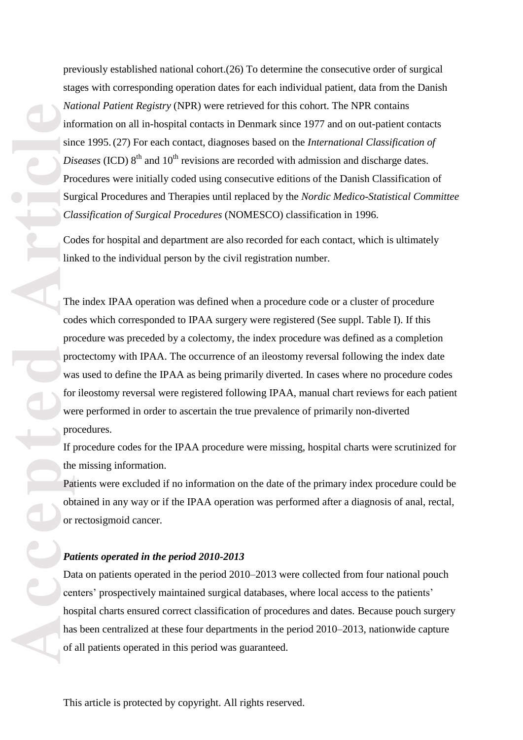previously established national cohort.(26) To determine the consecutive order of surgical stages with corresponding operation dates for each individual patient, data from the Danish *National Patient Registry* (NPR) were retrieved for this cohort. The NPR contains information on all in-hospital contacts in Denmark since 1977 and on out-patient contacts since 1995. (27) For each contact, diagnoses based on the *International Classification of Diseases* (ICD) 8th and 10th revisions are recorded with admission and discharge dates. Procedures were initially coded using consecutive editions of the Danish Classification of Surgical Procedures and Therapies until replaced by the *Nordic Medico-Statistical Committee Classification of Surgical Procedures* (NOMESCO) classification in 1996.

Codes for hospital and department are also recorded for each contact, which is ultimately linked to the individual person by the civil registration number.

The index IPAA operation was defined when a procedure code or a cluster of procedure codes which corresponded to IPAA surgery were registered (See suppl. Table I). If this procedure was preceded by a colectomy, the index procedure was defined as a completion proctectomy with IPAA. The occurrence of an ileostomy reversal following the index date was used to define the IPAA as being primarily diverted. In cases where no procedure codes for ileostomy reversal were registered following IPAA, manual chart reviews for each patient were performed in order to ascertain the true prevalence of primarily non-diverted procedures.

If procedure codes for the IPAA procedure were missing, hospital charts were scrutinized for the missing information.

Patients were excluded if no information on the date of the primary index procedure could be obtained in any way or if the IPAA operation was performed after a diagnosis of anal, rectal, or rectosigmoid cancer.

### *Patients operated in the period 2010-2013*

Data on patients operated in the period 2010–2013 were collected from four national pouch centers' prospectively maintained surgical databases, where local access to the patients' hospital charts ensured correct classification of procedures and dates. Because pouch surgery has been centralized at these four departments in the period 2010–2013, nationwide capture of all patients operated in this period was guaranteed.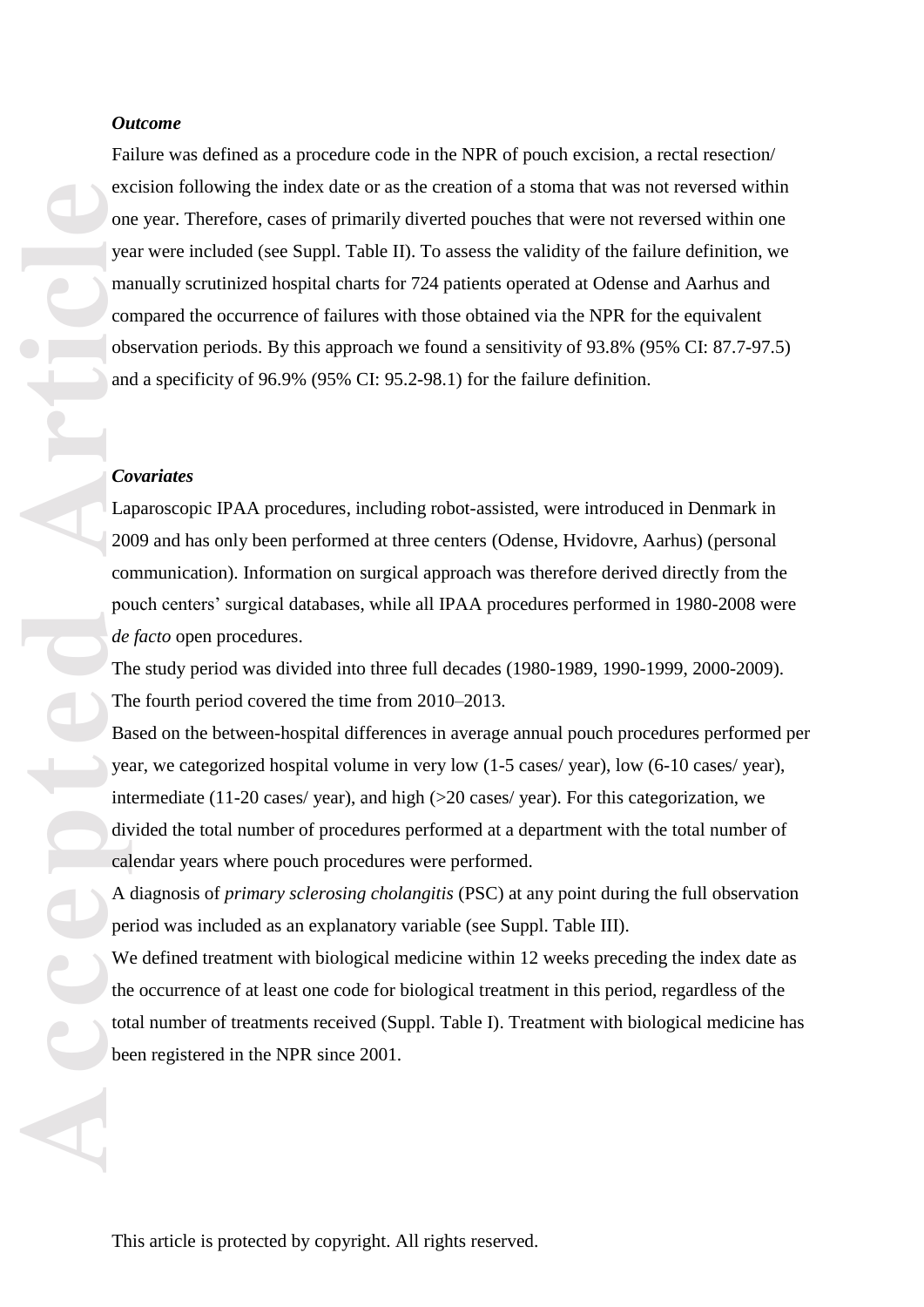### *Outcome*

Failure was defined as a procedure code in the NPR of pouch excision, a rectal resection/ excision following the index date or as the creation of a stoma that was not reversed within one year. Therefore, cases of primarily diverted pouches that were not reversed within one year were included (see Suppl. Table II). To assess the validity of the failure definition, we manually scrutinized hospital charts for 724 patients operated at Odense and Aarhus and compared the occurrence of failures with those obtained via the NPR for the equivalent observation periods. By this approach we found a sensitivity of 93.8% (95% CI: 87.7-97.5) and a specificity of 96.9% (95% CI: 95.2-98.1) for the failure definition.

### *Covariates*

Laparoscopic IPAA procedures, including robot-assisted, were introduced in Denmark in 2009 and has only been performed at three centers (Odense, Hvidovre, Aarhus) (personal communication). Information on surgical approach was therefore derived directly from the pouch centers' surgical databases, while all IPAA procedures performed in 1980-2008 were *de facto* open procedures.

The study period was divided into three full decades (1980-1989, 1990-1999, 2000-2009). The fourth period covered the time from 2010–2013.

Based on the between-hospital differences in average annual pouch procedures performed per year, we categorized hospital volume in very low (1-5 cases/ year), low (6-10 cases/ year), intermediate (11-20 cases/ year), and high (>20 cases/ year). For this categorization, we divided the total number of procedures performed at a department with the total number of calendar years where pouch procedures were performed.

A diagnosis of *primary sclerosing cholangitis* (PSC) at any point during the full observation period was included as an explanatory variable (see Suppl. Table III).

We defined treatment with biological medicine within 12 weeks preceding the index date as the occurrence of at least one code for biological treatment in this period, regardless of the total number of treatments received (Suppl. Table I). Treatment with biological medicine has been registered in the NPR since 2001.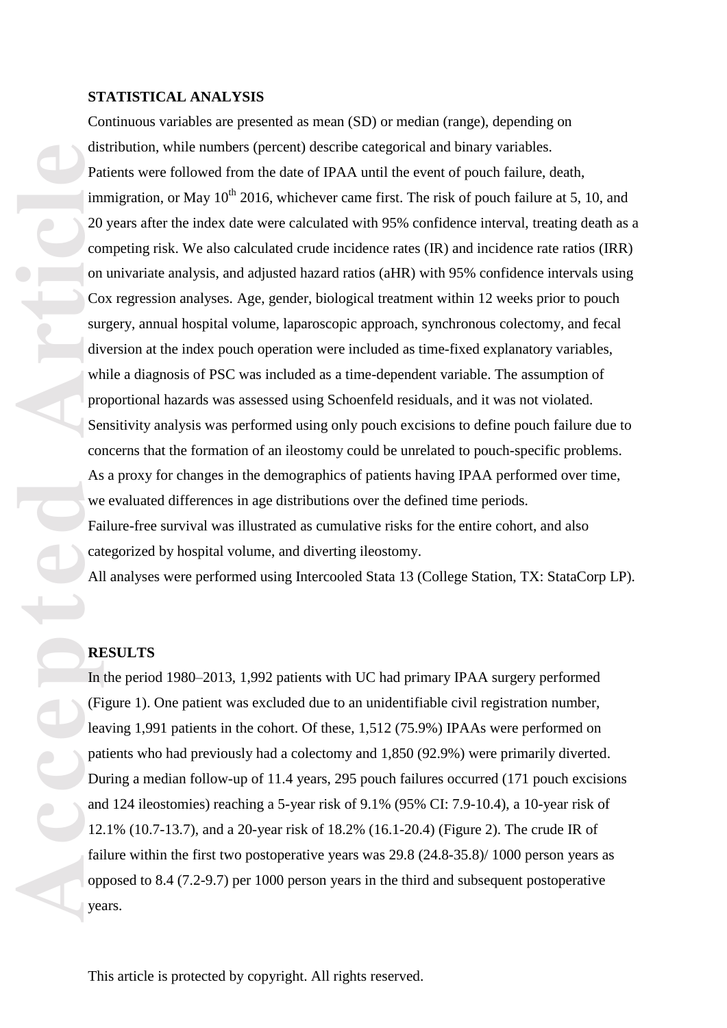## STATISTICAL ANALYSIS

Continuous variables are presented as mean (SD) or median (range), depending on distribution, while numbers (percent) describe categorical and binary variables.

Patients were followed from the date of IPAA until the event of pouch failure, death, immigration, or May 10th 2016, whichever came first. The risk of pouch failure at 5, 10, and 20 years after the index date were calculated with 95% confidence interval, treating death as a competing risk. We also calculated crude incidence rates (IR) and incidence rate ratios (IRR) on univariate analysis, and adjusted hazard ratios (aHR) with 95% confidence intervals using Cox regression analyses. Age, gender, biological treatment within 12 weeks prior to pouch surgery, annual hospital volume, laparoscopic approach, synchronous colectomy, and fecal diversion at the index pouch operation were included as time-fixed explanatory variables, while a diagnosis of PSC was included as a time-dependent variable. The assumption of proportional hazards was assessed using Schoenfeld residuals, and it was not violated.

Sensitivity analysis was performed using only pouch excisions to define pouch failure due to concerns that the formation of an ileostomy could be unrelated to pouch-specific problems.

As a proxy for changes in the demographics of patients having IPAA performed over time, we evaluated differences in age distributions over the defined time periods.

Failure-free survival was illustrated as cumulative risks for the entire cohort, and also categorized by hospital volume, and diverting ileostomy.

All analyses were performed using Intercooled Stata 13 (College Station, TX: StataCorp LP).

## RESULTS

In the period 1980–2013, 1,992 patients with UC had primary IPAA surgery performed (Figure 1). One patient was excluded due to an unidentifiable civil registration number, leaving 1,991 patients in the cohort. Of these, 1,512 (75.9%) IPAAs were performed on patients who had previously had a colectomy and 1,850 (92.9%) were primarily diverted. During a median follow-up of 11.4 years, 295 pouch failures occurred (171 pouch excisions and 124 ileostomies) reaching a 5-year risk of 9.1% (95% CI: 7.9-10.4), a 10-year risk of 12.1% (10.7-13.7), and a 20-year risk of 18.2% (16.1-20.4) (Figure 2). The crude IR of failure within the first two postoperative years was 29.8 (24.8-35.8)/ 1000 person years as opposed to 8.4 (7.2-9.7) per 1000 person years in the third and subsequent postoperative years.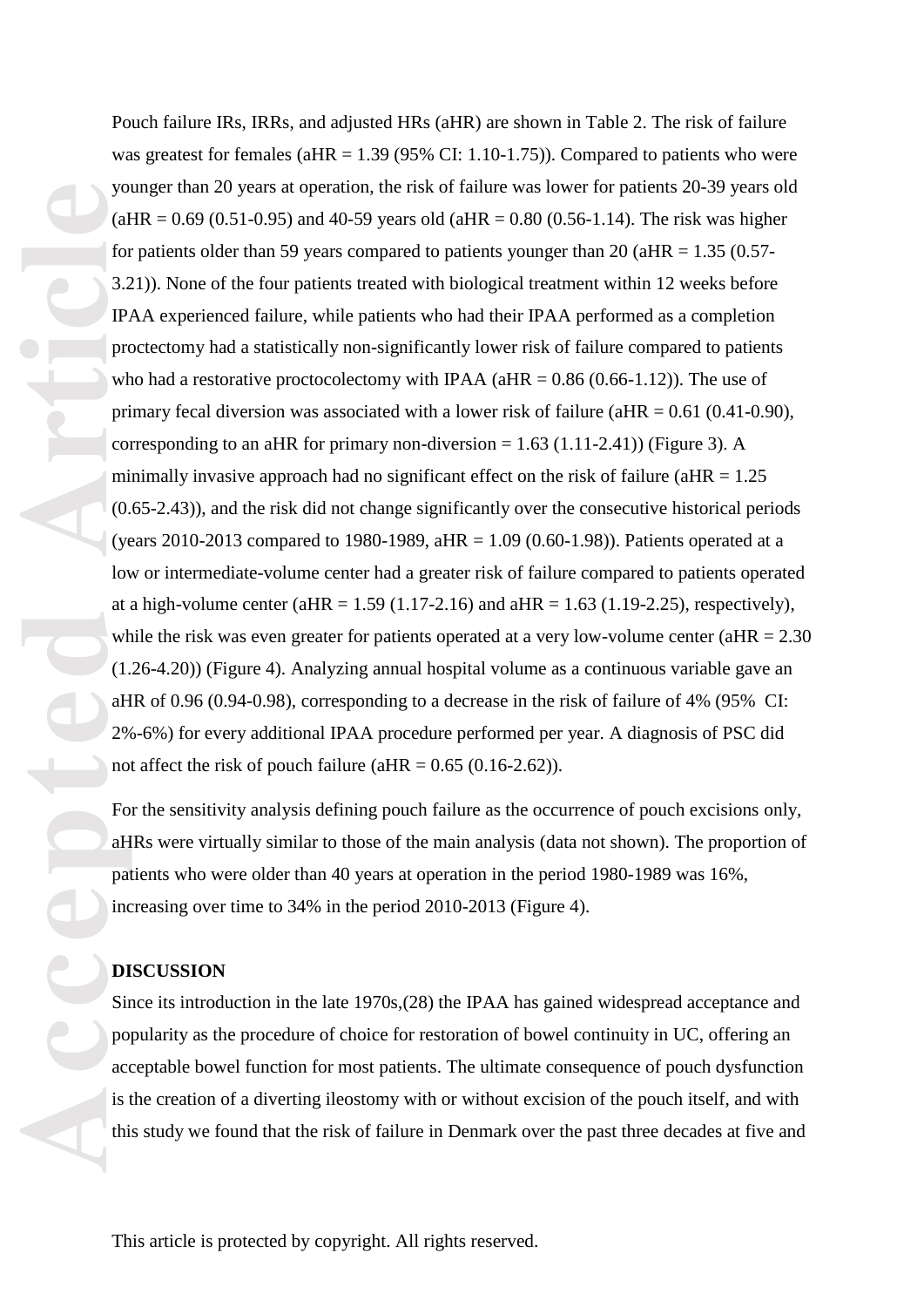Pouch failure IRs, IRRs, and adjusted HRs (aHR) are shown in Table 2. The risk of failure was greatest for females (aHR = 1.39 (95% CI: 1.10-1.75)). Compared to patients who were younger than 20 years at operation, the risk of failure was lower for patients 20-39 years old (aHR = 0.69 (0.51-0.95) and 40-59 years old (aHR = 0.80 (0.56-1.14). The risk was higher for patients older than 59 years compared to patients younger than 20 (aHR = 1.35 (0.57-3.21)). None of the four patients treated with biological treatment within 12 weeks before IPAA experienced failure, while patients who had their IPAA performed as a completion proctectomy had a statistically non-significantly lower risk of failure compared to patients who had a restorative proctocolectomy with IPAA (aHR = 0.86 (0.66-1.12)). The use of primary fecal diversion was associated with a lower risk of failure (aHR = 0.61 (0.41-0.90), corresponding to an aHR for primary non-diversion = 1.63 (1.11-2.41)) (Figure 3). A minimally invasive approach had no significant effect on the risk of failure (aHR = 1.25 (0.65-2.43)), and the risk did not change significantly over the consecutive historical periods (years 2010-2013 compared to 1980-1989, aHR = 1.09 (0.60-1.98)). Patients operated at a low or intermediate-volume center had a greater risk of failure compared to patients operated at a high-volume center (aHR = 1.59 (1.17-2.16) and aHR = 1.63 (1.19-2.25), respectively), while the risk was even greater for patients operated at a very low-volume center (aHR = 2.30 (1.26-4.20)) (Figure 4). Analyzing annual hospital volume as a continuous variable gave an aHR of 0.96 (0.94-0.98), corresponding to a decrease in the risk of failure of 4% (95% CI: 2%-6%) for every additional IPAA procedure performed per year. A diagnosis of PSC did not affect the risk of pouch failure (aHR = 0.65 (0.16-2.62)).

For the sensitivity analysis defining pouch failure as the occurrence of pouch excisions only, aHRs were virtually similar to those of the main analysis (data not shown). The proportion of patients who were older than 40 years at operation in the period 1980-1989 was 16%, increasing over time to 34% in the period 2010-2013 (Figure 4).

## DISCUSSION

Since its introduction in the late 1970s,(28) the IPAA has gained widespread acceptance and popularity as the procedure of choice for restoration of bowel continuity in UC, offering an acceptable bowel function for most patients. The ultimate consequence of pouch dysfunction is the creation of a diverting ileostomy with or without excision of the pouch itself, and with this study we found that the risk of failure in Denmark over the past three decades at five and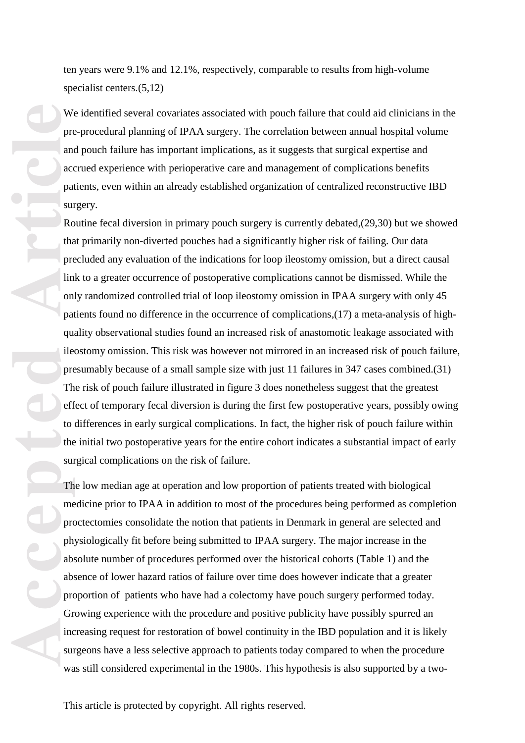ten years were 9.1% and 12.1%, respectively, comparable to results from high-volume specialist centers.(5,12)

We identified several covariates associated with pouch failure that could aid clinicians in the pre-procedural planning of IPAA surgery. The correlation between annual hospital volume and pouch failure has important implications, as it suggests that surgical expertise and accrued experience with perioperative care and management of complications benefits patients, even within an already established organization of centralized reconstructive IBD surgery.

Routine fecal diversion in primary pouch surgery is currently debated,(29,30) but we showed that primarily non-diverted pouches had a significantly higher risk of failing. Our data precluded any evaluation of the indications for loop ileostomy omission, but a direct causal link to a greater occurrence of postoperative complications cannot be dismissed. While the only randomized controlled trial of loop ileostomy omission in IPAA surgery with only 45 patients found no difference in the occurrence of complications,(17) a meta-analysis of high-quality observational studies found an increased risk of anastomotic leakage associated with ileostomy omission. This risk was however not mirrored in an increased risk of pouch failure, presumably because of a small sample size with just 11 failures in 347 cases combined.(31) The risk of pouch failure illustrated in figure 3 does nonetheless suggest that the greatest effect of temporary fecal diversion is during the first few postoperative years, possibly owing to differences in early surgical complications. In fact, the higher risk of pouch failure within the initial two postoperative years for the entire cohort indicates a substantial impact of early surgical complications on the risk of failure.

The low median age at operation and low proportion of patients treated with biological medicine prior to IPAA in addition to most of the procedures being performed as completion proctectomies consolidate the notion that patients in Denmark in general are selected and physiologically fit before being submitted to IPAA surgery. The major increase in the absolute number of procedures performed over the historical cohorts (Table 1) and the absence of lower hazard ratios of failure over time does however indicate that a greater proportion of patients who have had a colectomy have pouch surgery performed today. Growing experience with the procedure and positive publicity have possibly spurred an increasing request for restoration of bowel continuity in the IBD population and it is likely surgeons have a less selective approach to patients today compared to when the procedure was still considered experimental in the 1980s. This hypothesis is also supported by a two-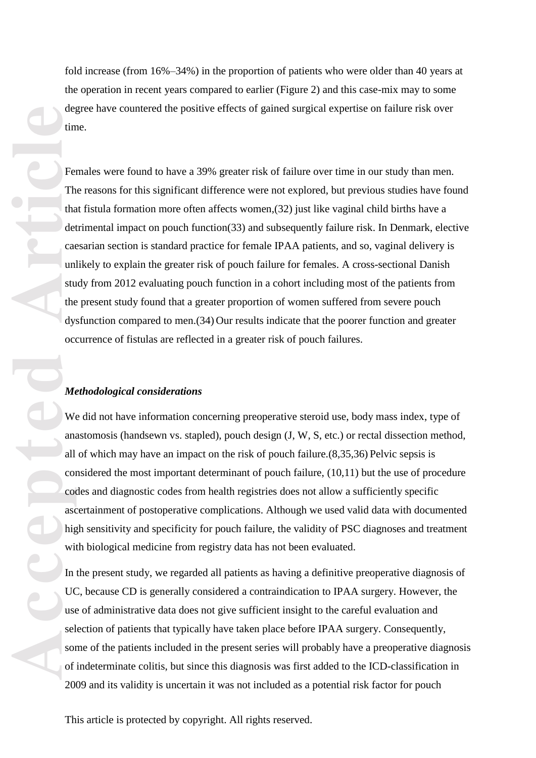fold increase (from 16%–34%) in the proportion of patients who were older than 40 years at the operation in recent years compared to earlier (Figure 2) and this case-mix may to some degree have countered the positive effects of gained surgical expertise on failure risk over time.

Females were found to have a 39% greater risk of failure over time in our study than men. The reasons for this significant difference were not explored, but previous studies have found that fistula formation more often affects women,(32) just like vaginal child births have a detrimental impact on pouch function(33) and subsequently failure risk. In Denmark, elective caesarian section is standard practice for female IPAA patients, and so, vaginal delivery is unlikely to explain the greater risk of pouch failure for females. A cross-sectional Danish study from 2012 evaluating pouch function in a cohort including most of the patients from the present study found that a greater proportion of women suffered from severe pouch dysfunction compared to men.(34) Our results indicate that the poorer function and greater occurrence of fistulas are reflected in a greater risk of pouch failures.

***Methodological considerations***

We did not have information concerning preoperative steroid use, body mass index, type of anastomosis (handsewn vs. stapled), pouch design (J, W, S, etc.) or rectal dissection method, all of which may have an impact on the risk of pouch failure.(8,35,36) Pelvic sepsis is considered the most important determinant of pouch failure, (10,11) but the use of procedure codes and diagnostic codes from health registries does not allow a sufficiently specific ascertainment of postoperative complications. Although we used valid data with documented high sensitivity and specificity for pouch failure, the validity of PSC diagnoses and treatment with biological medicine from registry data has not been evaluated.

In the present study, we regarded all patients as having a definitive preoperative diagnosis of UC, because CD is generally considered a contraindication to IPAA surgery. However, the use of administrative data does not give sufficient insight to the careful evaluation and selection of patients that typically have taken place before IPAA surgery. Consequently, some of the patients included in the present series will probably have a preoperative diagnosis of indeterminate colitis, but since this diagnosis was first added to the ICD-classification in 2009 and its validity is uncertain it was not included as a potential risk factor for pouch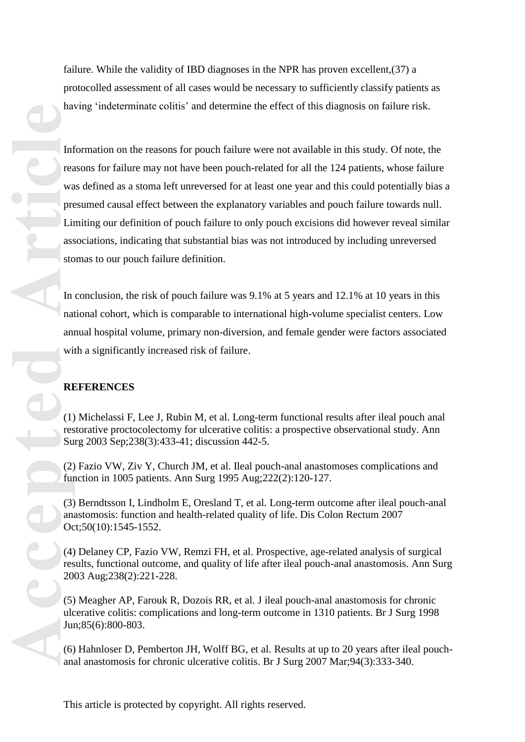failure. While the validity of IBD diagnoses in the NPR has proven excellent,(37) a protocolled assessment of all cases would be necessary to sufficiently classify patients as having 'indeterminate colitis' and determine the effect of this diagnosis on failure risk.

Information on the reasons for pouch failure were not available in this study. Of note, the reasons for failure may not have been pouch-related for all the 124 patients, whose failure was defined as a stoma left unreversed for at least one year and this could potentially bias a presumed causal effect between the explanatory variables and pouch failure towards null. Limiting our definition of pouch failure to only pouch excisions did however reveal similar associations, indicating that substantial bias was not introduced by including unreversed stomas to our pouch failure definition.

In conclusion, the risk of pouch failure was 9.1% at 5 years and 12.1% at 10 years in this national cohort, which is comparable to international high-volume specialist centers. Low annual hospital volume, primary non-diversion, and female gender were factors associated with a significantly increased risk of failure.

## REFERENCES

(1) Michelassi F, Lee J, Rubin M, et al. Long-term functional results after ileal pouch anal restorative proctocolectomy for ulcerative colitis: a prospective observational study. Ann Surg 2003 Sep;238(3):433-41; discussion 442-5.

(2) Fazio VW, Ziv Y, Church JM, et al. Ileal pouch-anal anastomoses complications and function in 1005 patients. Ann Surg 1995 Aug;222(2):120-127.

(3) Berndtsson I, Lindholm E, Oresland T, et al. Long-term outcome after ileal pouch-anal anastomosis: function and health-related quality of life. Dis Colon Rectum 2007 Oct;50(10):1545-1552.

(4) Delaney CP, Fazio VW, Remzi FH, et al. Prospective, age-related analysis of surgical results, functional outcome, and quality of life after ileal pouch-anal anastomosis. Ann Surg 2003 Aug;238(2):221-228.

(5) Meagher AP, Farouk R, Dozois RR, et al. J ileal pouch-anal anastomosis for chronic ulcerative colitis: complications and long-term outcome in 1310 patients. Br J Surg 1998 Jun;85(6):800-803.

(6) Hahnloser D, Pemberton JH, Wolff BG, et al. Results at up to 20 years after ileal pouch-anal anastomosis for chronic ulcerative colitis. Br J Surg 2007 Mar;94(3):333-340.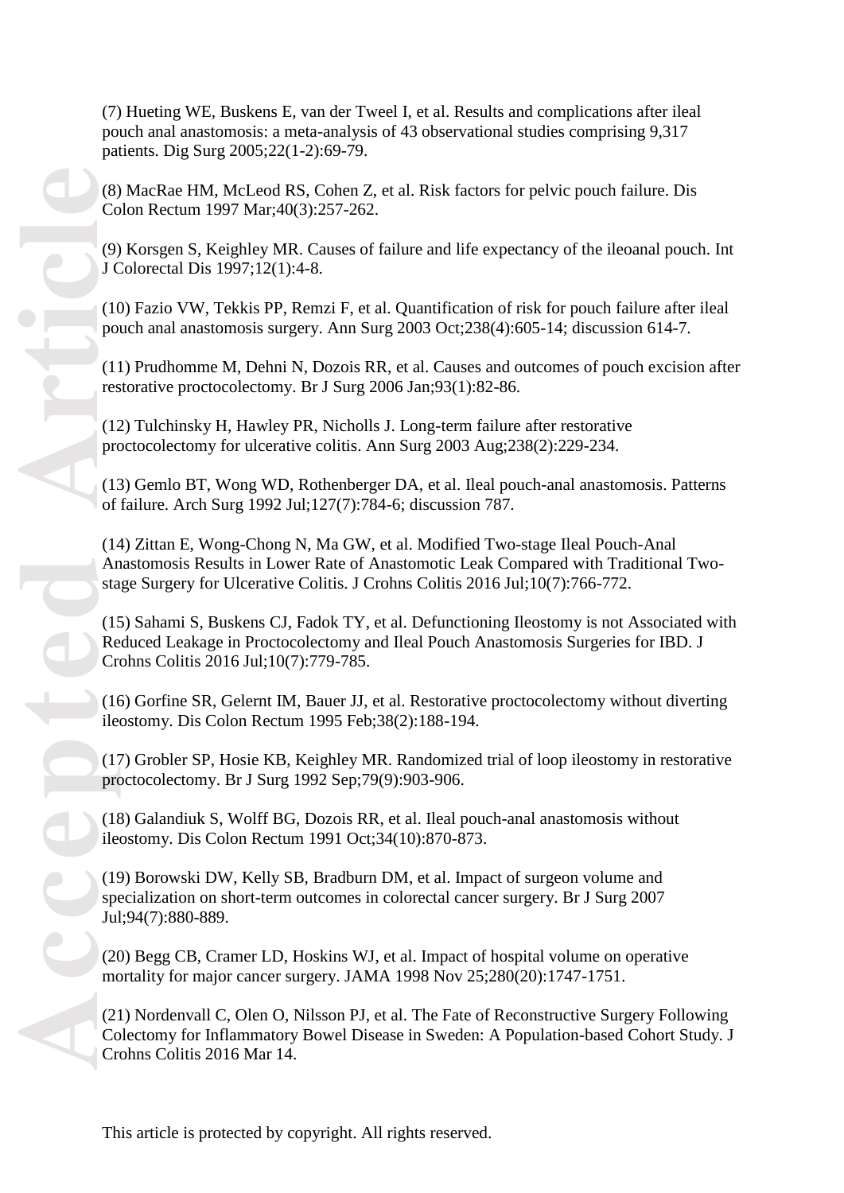(7) Hueting WE, Buskens E, van der Tweel I, et al. Results and complications after ileal pouch anal anastomosis: a meta-analysis of 43 observational studies comprising 9,317 patients. Dig Surg 2005;22(1-2):69-79.

(8) MacRae HM, McLeod RS, Cohen Z, et al. Risk factors for pelvic pouch failure. Dis Colon Rectum 1997 Mar;40(3):257-262.

(9) Korsgen S, Keighley MR. Causes of failure and life expectancy of the ileoanal pouch. Int J Colorectal Dis 1997;12(1):4-8.

(10) Fazio VW, Tekkis PP, Remzi F, et al. Quantification of risk for pouch failure after ileal pouch anal anastomosis surgery. Ann Surg 2003 Oct;238(4):605-14; discussion 614-7.

(11) Prudhomme M, Dehni N, Dozois RR, et al. Causes and outcomes of pouch excision after restorative proctocolectomy. Br J Surg 2006 Jan;93(1):82-86.

(12) Tulchinsky H, Hawley PR, Nicholls J. Long-term failure after restorative proctocolectomy for ulcerative colitis. Ann Surg 2003 Aug;238(2):229-234.

(13) Gemlo BT, Wong WD, Rothenberger DA, et al. Ileal pouch-anal anastomosis. Patterns of failure. Arch Surg 1992 Jul;127(7):784-6; discussion 787.

(14) Zittan E, Wong-Chong N, Ma GW, et al. Modified Two-stage Ileal Pouch-Anal Anastomosis Results in Lower Rate of Anastomotic Leak Compared with Traditional Two-stage Surgery for Ulcerative Colitis. J Crohns Colitis 2016 Jul;10(7):766-772.

(15) Sahami S, Buskens CJ, Fadok TY, et al. Defunctioning Ileostomy is not Associated with Reduced Leakage in Proctocolectomy and Ileal Pouch Anastomosis Surgeries for IBD. J Crohns Colitis 2016 Jul;10(7):779-785.

(16) Gorfine SR, Gelernt IM, Bauer JJ, et al. Restorative proctocolectomy without diverting ileostomy. Dis Colon Rectum 1995 Feb;38(2):188-194.

(17) Grobler SP, Hosie KB, Keighley MR. Randomized trial of loop ileostomy in restorative proctocolectomy. Br J Surg 1992 Sep;79(9):903-906.

(18) Galandiuk S, Wolff BG, Dozois RR, et al. Ileal pouch-anal anastomosis without ileostomy. Dis Colon Rectum 1991 Oct;34(10):870-873.

(19) Borowski DW, Kelly SB, Bradburn DM, et al. Impact of surgeon volume and specialization on short-term outcomes in colorectal cancer surgery. Br J Surg 2007 Jul;94(7):880-889.

(20) Begg CB, Cramer LD, Hoskins WJ, et al. Impact of hospital volume on operative mortality for major cancer surgery. JAMA 1998 Nov 25;280(20):1747-1751.

(21) Nordenvall C, Olen O, Nilsson PJ, et al. The Fate of Reconstructive Surgery Following Colectomy for Inflammatory Bowel Disease in Sweden: A Population-based Cohort Study. J Crohns Colitis 2016 Mar 14.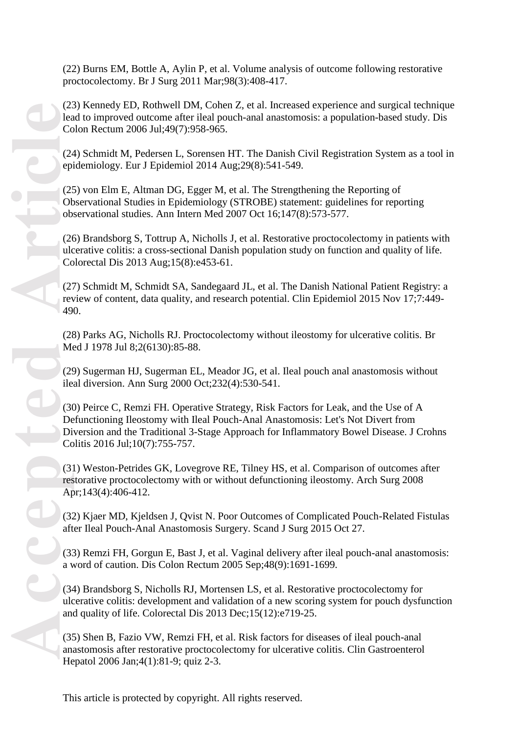(22) Burns EM, Bottle A, Aylin P, et al. Volume analysis of outcome following restorative proctocolectomy. Br J Surg 2011 Mar;98(3):408-417.

(23) Kennedy ED, Rothwell DM, Cohen Z, et al. Increased experience and surgical technique lead to improved outcome after ileal pouch-anal anastomosis: a population-based study. Dis Colon Rectum 2006 Jul;49(7):958-965.

(24) Schmidt M, Pedersen L, Sorensen HT. The Danish Civil Registration System as a tool in epidemiology. Eur J Epidemiol 2014 Aug;29(8):541-549.

(25) von Elm E, Altman DG, Egger M, et al. The Strengthening the Reporting of Observational Studies in Epidemiology (STROBE) statement: guidelines for reporting observational studies. Ann Intern Med 2007 Oct 16;147(8):573-577.

(26) Brandsborg S, Tottrup A, Nicholls J, et al. Restorative proctocolectomy in patients with ulcerative colitis: a cross-sectional Danish population study on function and quality of life. Colorectal Dis 2013 Aug;15(8):e453-61.

(27) Schmidt M, Schmidt SA, Sandegaard JL, et al. The Danish National Patient Registry: a review of content, data quality, and research potential. Clin Epidemiol 2015 Nov 17;7:449-490.

(28) Parks AG, Nicholls RJ. Proctocolectomy without ileostomy for ulcerative colitis. Br Med J 1978 Jul 8;2(6130):85-88.

(29) Sugerman HJ, Sugerman EL, Meador JG, et al. Ileal pouch anal anastomosis without ileal diversion. Ann Surg 2000 Oct;232(4):530-541.

(30) Peirce C, Remzi FH. Operative Strategy, Risk Factors for Leak, and the Use of A Defunctioning Ileostomy with Ileal Pouch-Anal Anastomosis: Let's Not Divert from Diversion and the Traditional 3-Stage Approach for Inflammatory Bowel Disease. J Crohns Colitis 2016 Jul;10(7):755-757.

(31) Weston-Petrides GK, Lovegrove RE, Tilney HS, et al. Comparison of outcomes after restorative proctocolectomy with or without defunctioning ileostomy. Arch Surg 2008 Apr;143(4):406-412.

(32) Kjaer MD, Kjeldsen J, Qvist N. Poor Outcomes of Complicated Pouch-Related Fistulas after Ileal Pouch-Anal Anastomosis Surgery. Scand J Surg 2015 Oct 27.

(33) Remzi FH, Gorgun E, Bast J, et al. Vaginal delivery after ileal pouch-anal anastomosis: a word of caution. Dis Colon Rectum 2005 Sep;48(9):1691-1699.

(34) Brandsborg S, Nicholls RJ, Mortensen LS, et al. Restorative proctocolectomy for ulcerative colitis: development and validation of a new scoring system for pouch dysfunction and quality of life. Colorectal Dis 2013 Dec;15(12):e719-25.

(35) Shen B, Fazio VW, Remzi FH, et al. Risk factors for diseases of ileal pouch-anal anastomosis after restorative proctocolectomy for ulcerative colitis. Clin Gastroenterol Hepatol 2006 Jan;4(1):81-9; quiz 2-3.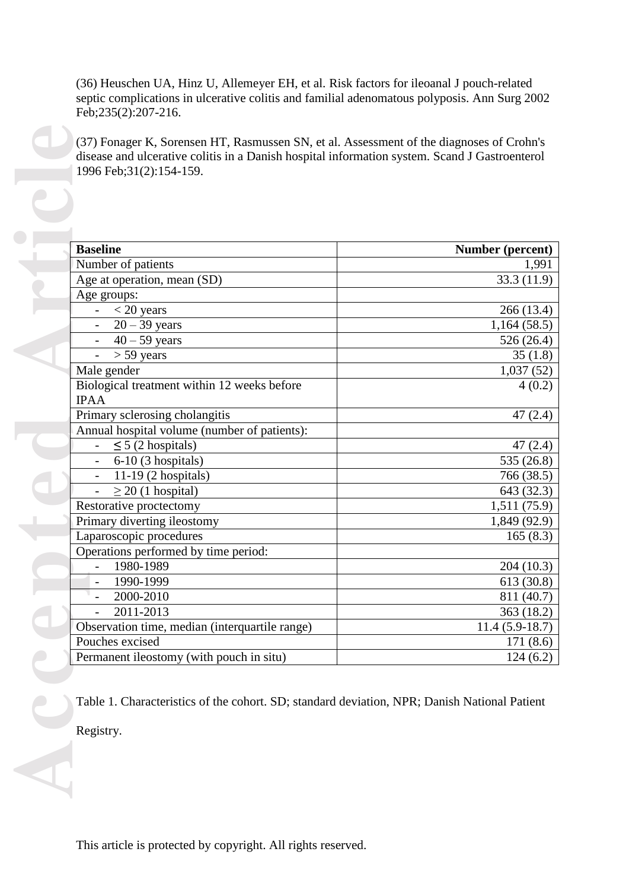(36) Heuschen UA, Hinz U, Allemeyer EH, et al. Risk factors for ileoanal J pouch-related septic complications in ulcerative colitis and familial adenomatous polyposis. Ann Surg 2002 Feb;235(2):207-216.

(37) Fonager K, Sorensen HT, Rasmussen SN, et al. Assessment of the diagnoses of Crohn's disease and ulcerative colitis in a Danish hospital information system. Scand J Gastroenterol 1996 Feb;31(2):154-159.

| **Baseline** | **Number (percent)** |
|---|---|
| Number of patients | 1,991 |
| Age at operation, mean (SD) | 33.3 (11.9) |
| Age groups: | |
| - < 20 years | 266 (13.4) |
| - 20 – 39 years | 1,164 (58.5) |
| - 40 – 59 years | 526 (26.4) |
| - > 59 years | 35 (1.8) |
| Male gender | 1,037 (52) |
| Biological treatment within 12 weeks before IPAA | 4 (0.2) |
| Primary sclerosing cholangitis | 47 (2.4) |
| Annual hospital volume (number of patients): | |
| - ≤ 5 (2 hospitals) | 47 (2.4) |
| - 6-10 (3 hospitals) | 535 (26.8) |
| - 11-19 (2 hospitals) | 766 (38.5) |
| - ≥ 20 (1 hospital) | 643 (32.3) |
| Restorative proctectomy | 1,511 (75.9) |
| Primary diverting ileostomy | 1,849 (92.9) |
| Laparoscopic procedures | 165 (8.3) |
| Operations performed by time period: | |
| - 1980-1989 | 204 (10.3) |
| - 1990-1999 | 613 (30.8) |
| - 2000-2010 | 811 (40.7) |
| - 2011-2013 | 363 (18.2) |
| Observation time, median (interquartile range) | 11.4 (5.9-18.7) |
| Pouches excised | 171 (8.6) |
| Permanent ileostomy (with pouch in situ) | 124 (6.2) |

Table 1. Characteristics of the cohort. SD; standard deviation, NPR; Danish National Patient Registry.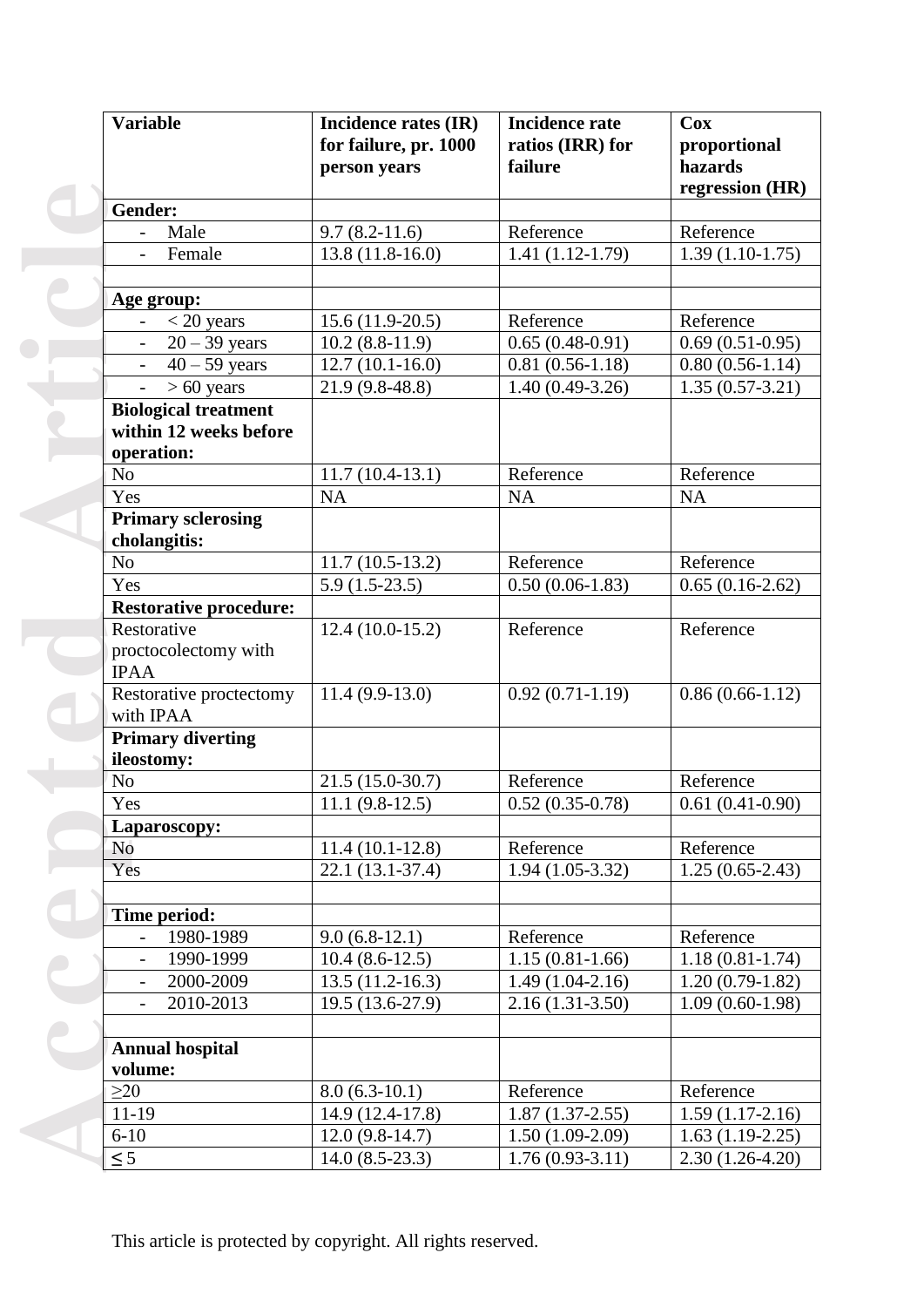| Variable | Incidence rates (IR) for failure, pr. 1000 person years | Incidence rate ratios (IRR) for failure | Cox proportional hazards regression (HR) |
|---|---|---|---|
| **Gender:** | | | |
| - Male | 9.7 (8.2-11.6) | Reference | Reference |
| - Female | 13.8 (11.8-16.0) | 1.41 (1.12-1.79) | 1.39 (1.10-1.75) |
| | | | |
| **Age group:** | | | |
| - < 20 years | 15.6 (11.9-20.5) | Reference | Reference |
| - 20 – 39 years | 10.2 (8.8-11.9) | 0.65 (0.48-0.91) | 0.69 (0.51-0.95) |
| - 40 – 59 years | 12.7 (10.1-16.0) | 0.81 (0.56-1.18) | 0.80 (0.56-1.14) |
| - > 60 years | 21.9 (9.8-48.8) | 1.40 (0.49-3.26) | 1.35 (0.57-3.21) |
| **Biological treatment within 12 weeks before operation:** | | | |
| No | 11.7 (10.4-13.1) | Reference | Reference |
| Yes | NA | NA | NA |
| **Primary sclerosing cholangitis:** | | | |
| No | 11.7 (10.5-13.2) | Reference | Reference |
| Yes | 5.9 (1.5-23.5) | 0.50 (0.06-1.83) | 0.65 (0.16-2.62) |
| **Restorative procedure:** | | | |
| Restorative proctocolectomy with IPAA | 12.4 (10.0-15.2) | Reference | Reference |
| Restorative proctectomy with IPAA | 11.4 (9.9-13.0) | 0.92 (0.71-1.19) | 0.86 (0.66-1.12) |
| **Primary diverting ileostomy:** | | | |
| No | 21.5 (15.0-30.7) | Reference | Reference |
| Yes | 11.1 (9.8-12.5) | 0.52 (0.35-0.78) | 0.61 (0.41-0.90) |
| **Laparoscopy:** | | | |
| No | 11.4 (10.1-12.8) | Reference | Reference |
| Yes | 22.1 (13.1-37.4) | 1.94 (1.05-3.32) | 1.25 (0.65-2.43) |
| | | | |
| **Time period:** | | | |
| - 1980-1989 | 9.0 (6.8-12.1) | Reference | Reference |
| - 1990-1999 | 10.4 (8.6-12.5) | 1.15 (0.81-1.66) | 1.18 (0.81-1.74) |
| - 2000-2009 | 13.5 (11.2-16.3) | 1.49 (1.04-2.16) | 1.20 (0.79-1.82) |
| - 2010-2013 | 19.5 (13.6-27.9) | 2.16 (1.31-3.50) | 1.09 (0.60-1.98) |
| | | | |
| **Annual hospital volume:** | | | |
| ≥20 | 8.0 (6.3-10.1) | Reference | Reference |
| 11-19 | 14.9 (12.4-17.8) | 1.87 (1.37-2.55) | 1.59 (1.17-2.16) |
| 6-10 | 12.0 (9.8-14.7) | 1.50 (1.09-2.09) | 1.63 (1.19-2.25) |
| ≤ 5 | 14.0 (8.5-23.3) | 1.76 (0.93-3.11) | 2.30 (1.26-4.20) |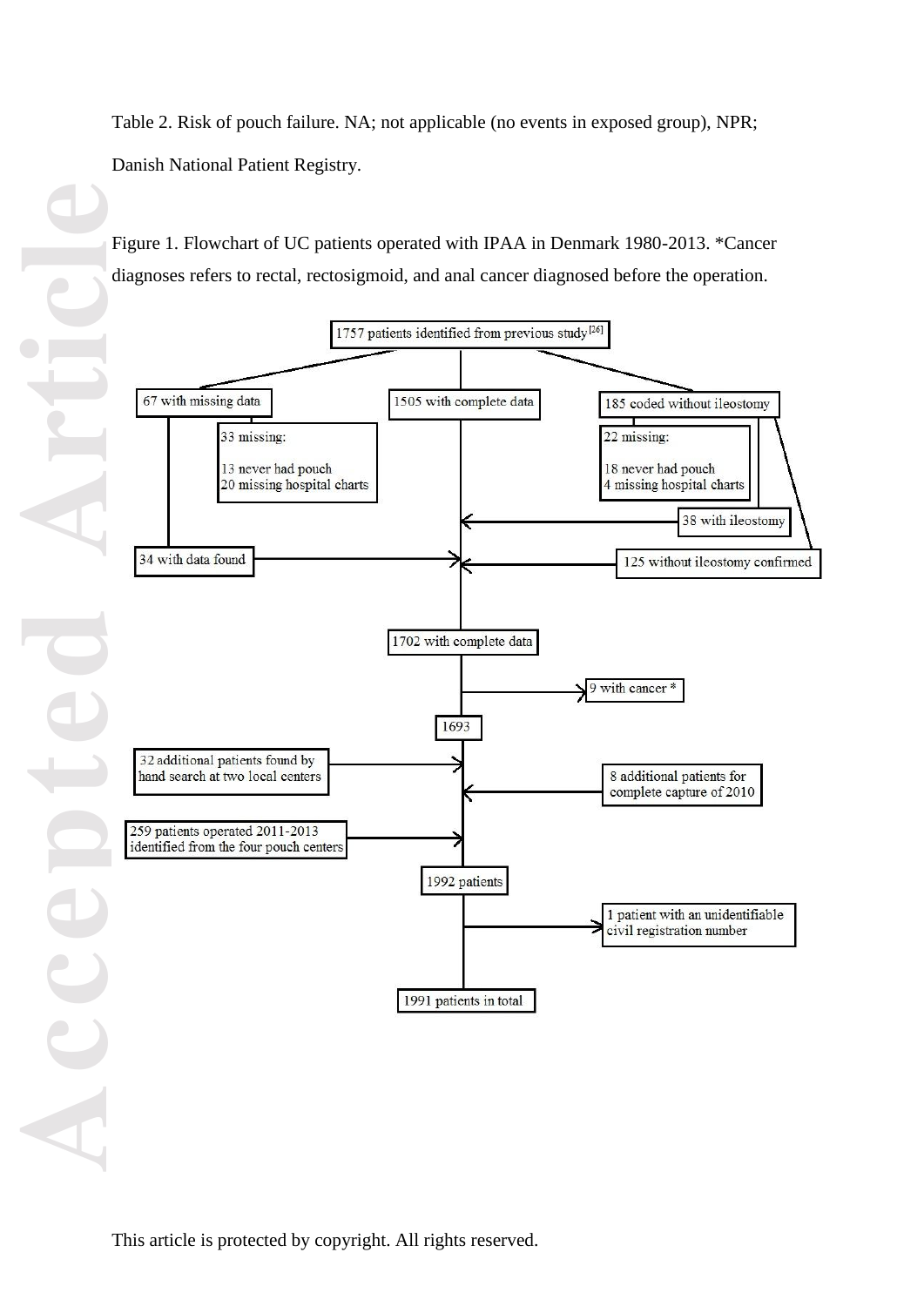Table 2. Risk of pouch failure. NA; not applicable (no events in exposed group), NPR; Danish National Patient Registry.

Figure 1. Flowchart of UC patients operated with IPAA in Denmark 1980-2013. *Cancer diagnoses refers to rectal, rectosigmoid, and anal cancer diagnosed before the operation.

1757 patients identified from previous study [26]

67 with missing data

33 missing:

13 never had pouch
20 missing hospital charts

34 with data found

1505 with complete data

185 coded without ileostomy

22 missing:

18 never had pouch
4 missing hospital charts

38 with ileostomy

125 without ileostomy confirmed

1702 with complete data

9 with cancer *

1693

32 additional patients found by hand search at two local centers

8 additional patients for complete capture of 2010

259 patients operated 2011-2013 identified from the four pouch centers

1992 patients

1 patient with an unidentifiable civil registration number

1991 patients in total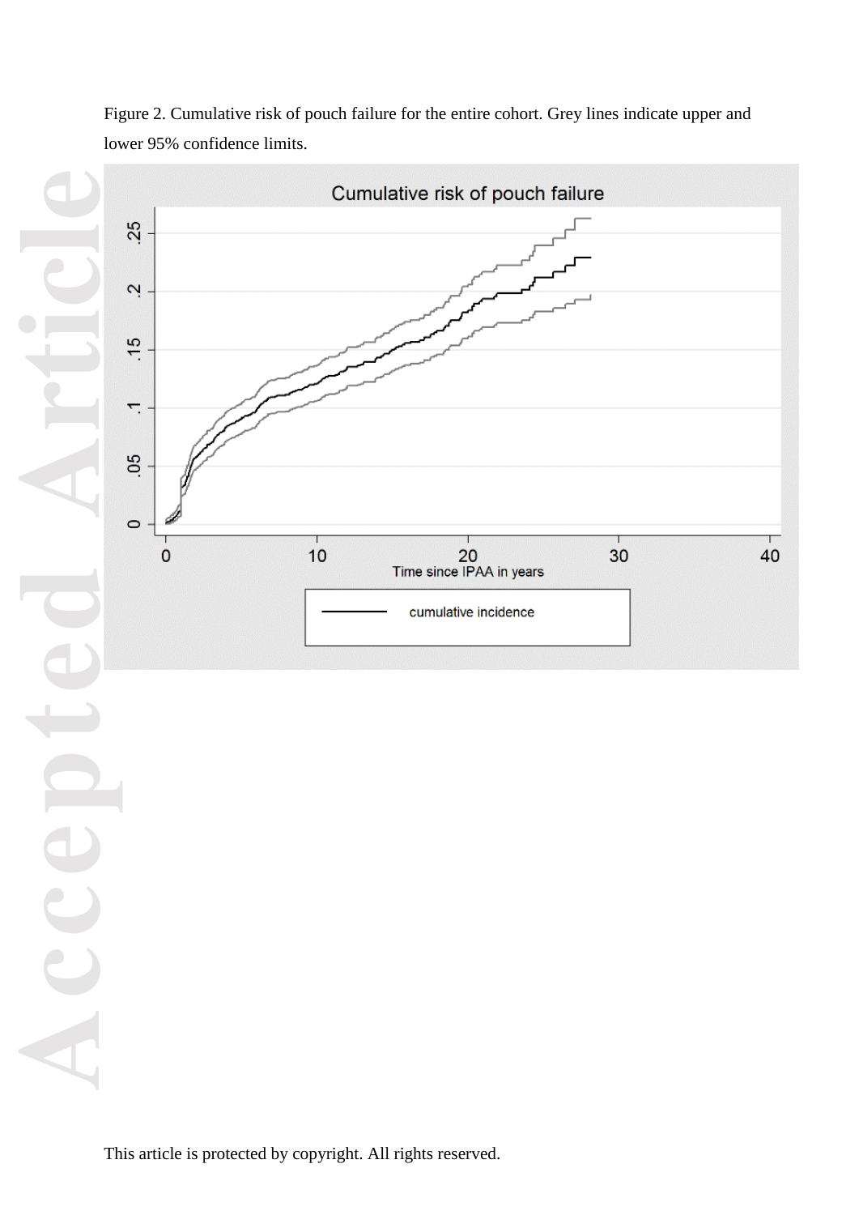Figure 2. Cumulative risk of pouch failure for the entire cohort. Grey lines indicate upper and lower 95% confidence limits.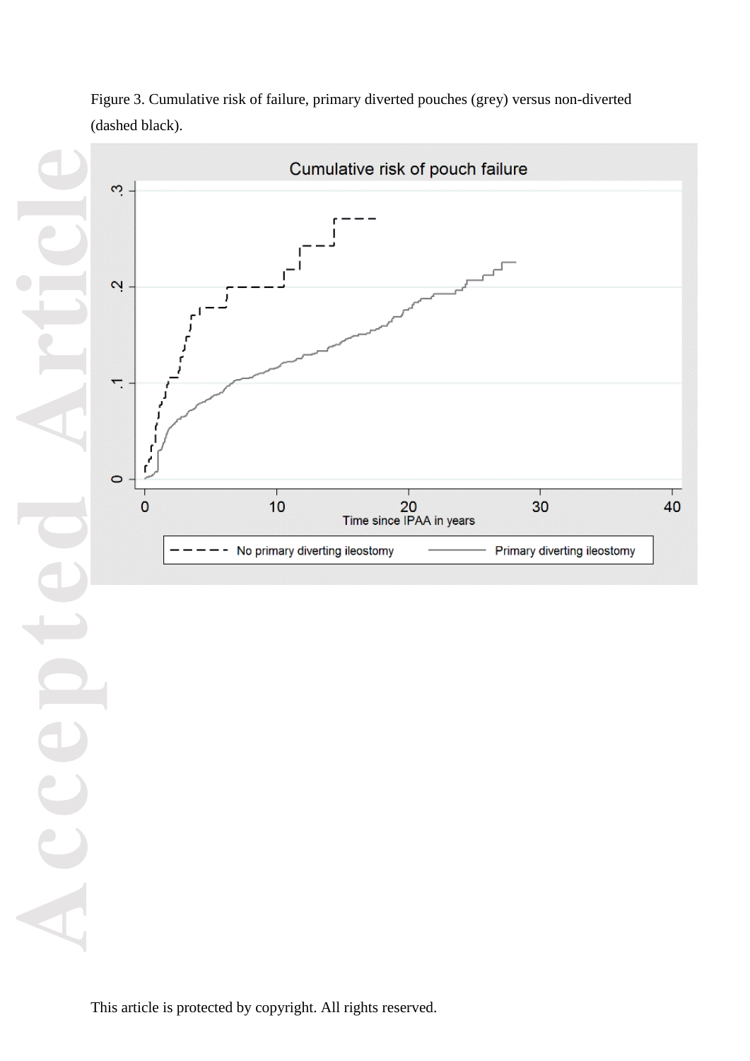Figure 3. Cumulative risk of failure, primary diverted pouches (grey) versus non-diverted (dashed black).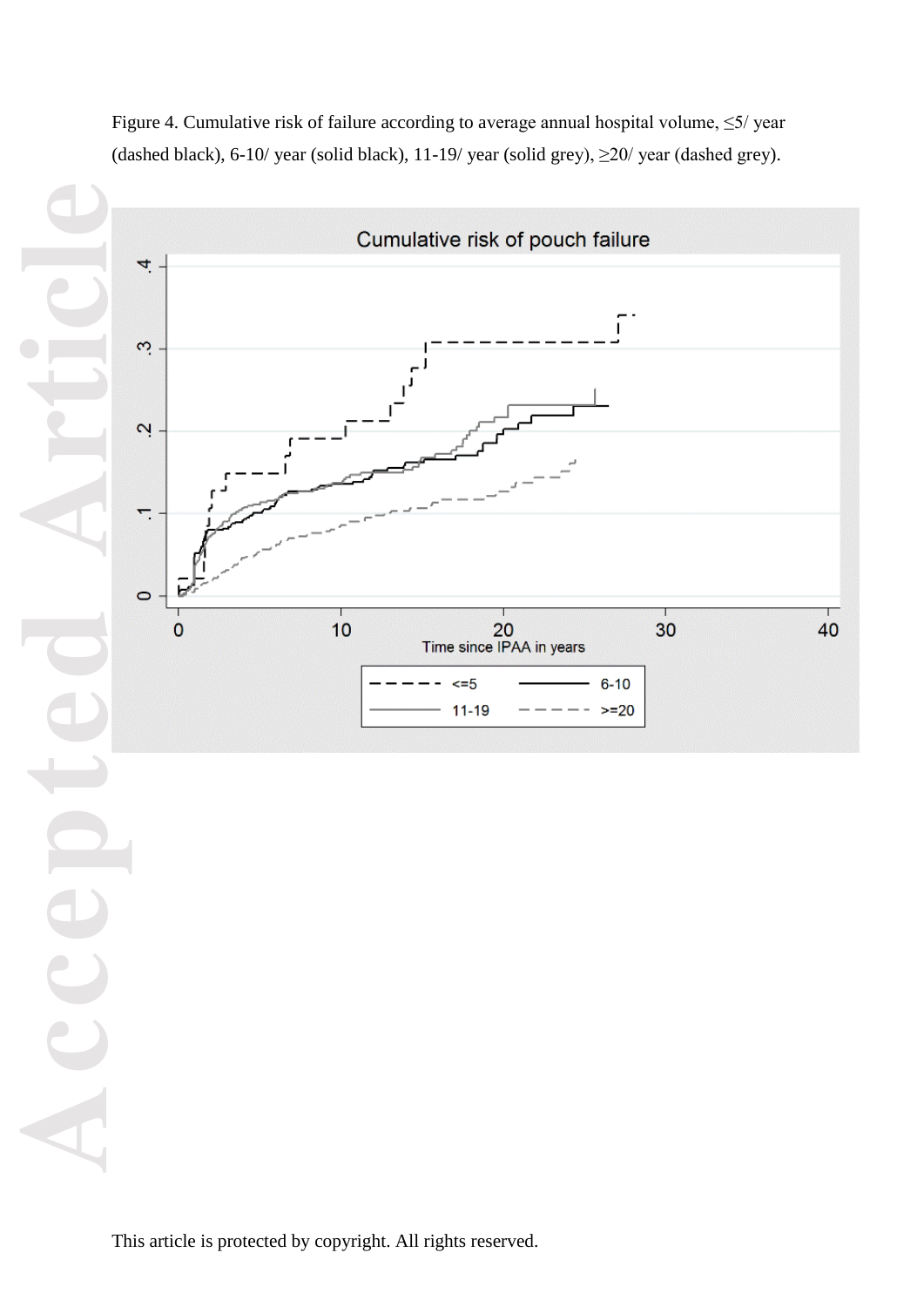Figure 4. Cumulative risk of failure according to average annual hospital volume, ≤5/ year (dashed black), 6-10/ year (solid black), 11-19/ year (solid grey), ≥20/ year (dashed grey).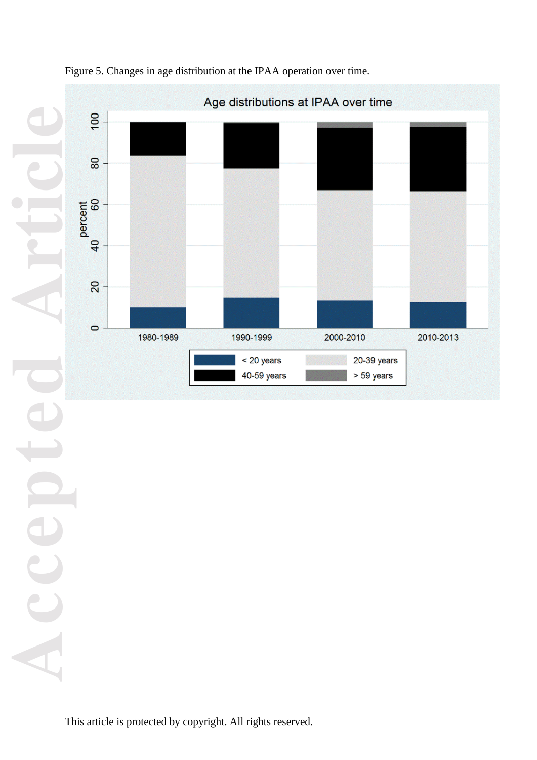Figure 5. Changes in age distribution at the IPAA operation over time.

Age distributions at IPAA over time

percent

0
20
40
60
80
100

1980-1989
1990-1999
2000-2010
2010-2013

< 20 years
20-39 years
40-59 years
> 59 years